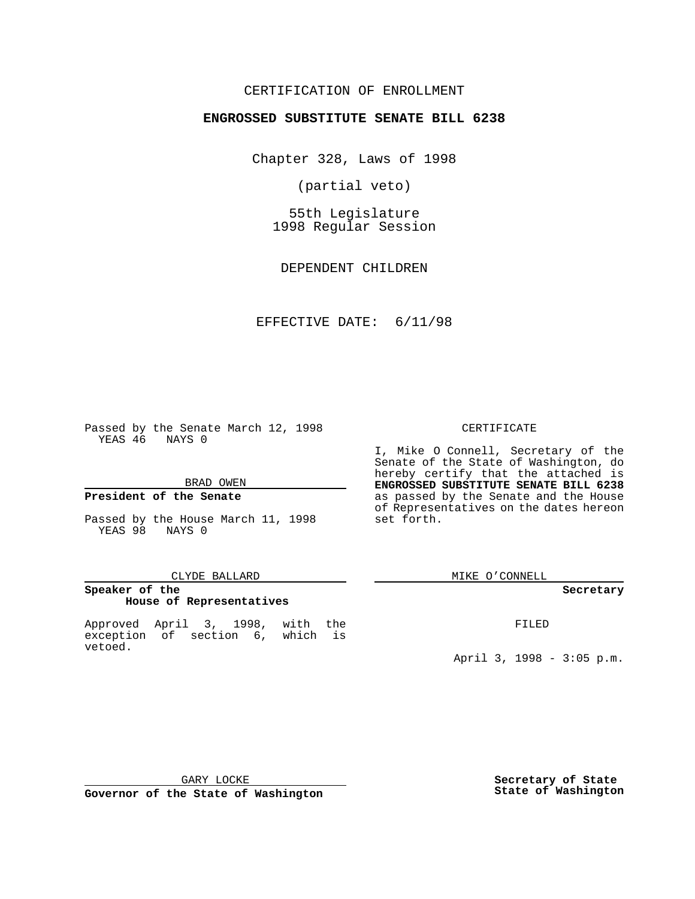CERTIFICATION OF ENROLLMENT

**ENGROSSED SUBSTITUTE SENATE BILL 6238**

Chapter 328, Laws of 1998

(partial veto)

55th Legislature
1998 Regular Session

DEPENDENT CHILDREN

EFFECTIVE DATE: 6/11/98

Passed by the Senate March 12, 1998
YEAS 46 NAYS 0

BRAD OWEN

**President of the Senate**

Passed by the House March 11, 1998
YEAS 98 NAYS 0

CLYDE BALLARD

**Speaker of the House of Representatives**

Approved April 3, 1998, with the exception of section 6, which is vetoed.

CERTIFICATE

I, Mike O Connell, Secretary of the Senate of the State of Washington, do hereby certify that the attached is **ENGROSSED SUBSTITUTE SENATE BILL 6238** as passed by the Senate and the House of Representatives on the dates hereon set forth.

MIKE O'CONNELL

**Secretary**

FILED

April 3, 1998 - 3:05 p.m.

GARY LOCKE

**Governor of the State of Washington**

**Secretary of State State of Washington**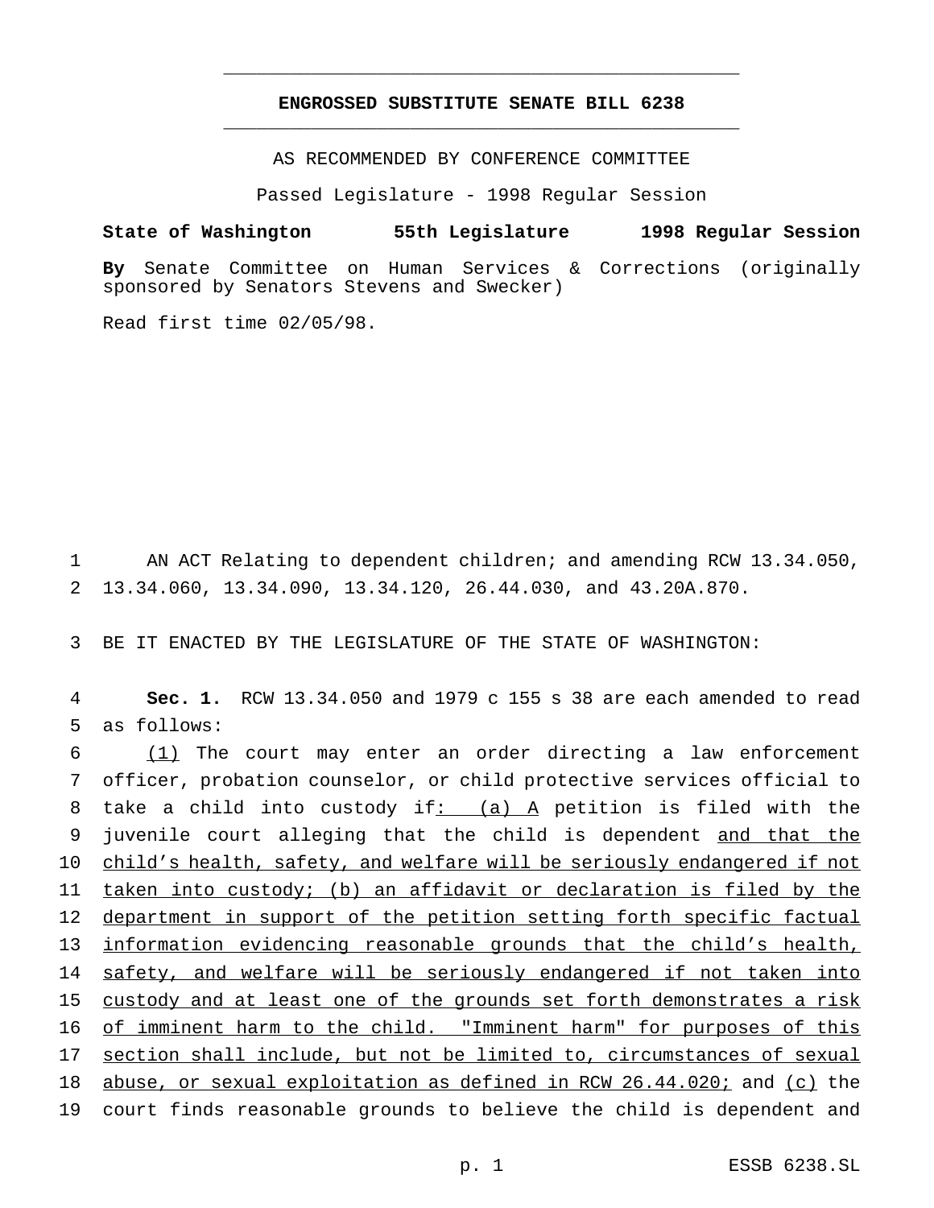# ENGROSSED SUBSTITUTE SENATE BILL 6238

AS RECOMMENDED BY CONFERENCE COMMITTEE

Passed Legislature - 1998 Regular Session

**State of Washington 55th Legislature 1998 Regular Session**

**By** Senate Committee on Human Services & Corrections (originally sponsored by Senators Stevens and Swecker)

Read first time 02/05/98.

1 AN ACT Relating to dependent children; and amending RCW 13.34.050, 2 13.34.060, 13.34.090, 13.34.120, 26.44.030, and 43.20A.870.

3 BE IT ENACTED BY THE LEGISLATURE OF THE STATE OF WASHINGTON:

4 **Sec. 1.** RCW 13.34.050 and 1979 c 155 s 38 are each amended to read 5 as follows:

6 (1) The court may enter an order directing a law enforcement 7 officer, probation counselor, or child protective services official to 8 take a child into custody if: (a) A petition is filed with the 9 juvenile court alleging that the child is dependent and that the 10 child's health, safety, and welfare will be seriously endangered if not 11 taken into custody; (b) an affidavit or declaration is filed by the 12 department in support of the petition setting forth specific factual 13 information evidencing reasonable grounds that the child's health, 14 safety, and welfare will be seriously endangered if not taken into 15 custody and at least one of the grounds set forth demonstrates a risk 16 of imminent harm to the child. "Imminent harm" for purposes of this 17 section shall include, but not be limited to, circumstances of sexual 18 abuse, or sexual exploitation as defined in RCW 26.44.020; and (c) the 19 court finds reasonable grounds to believe the child is dependent and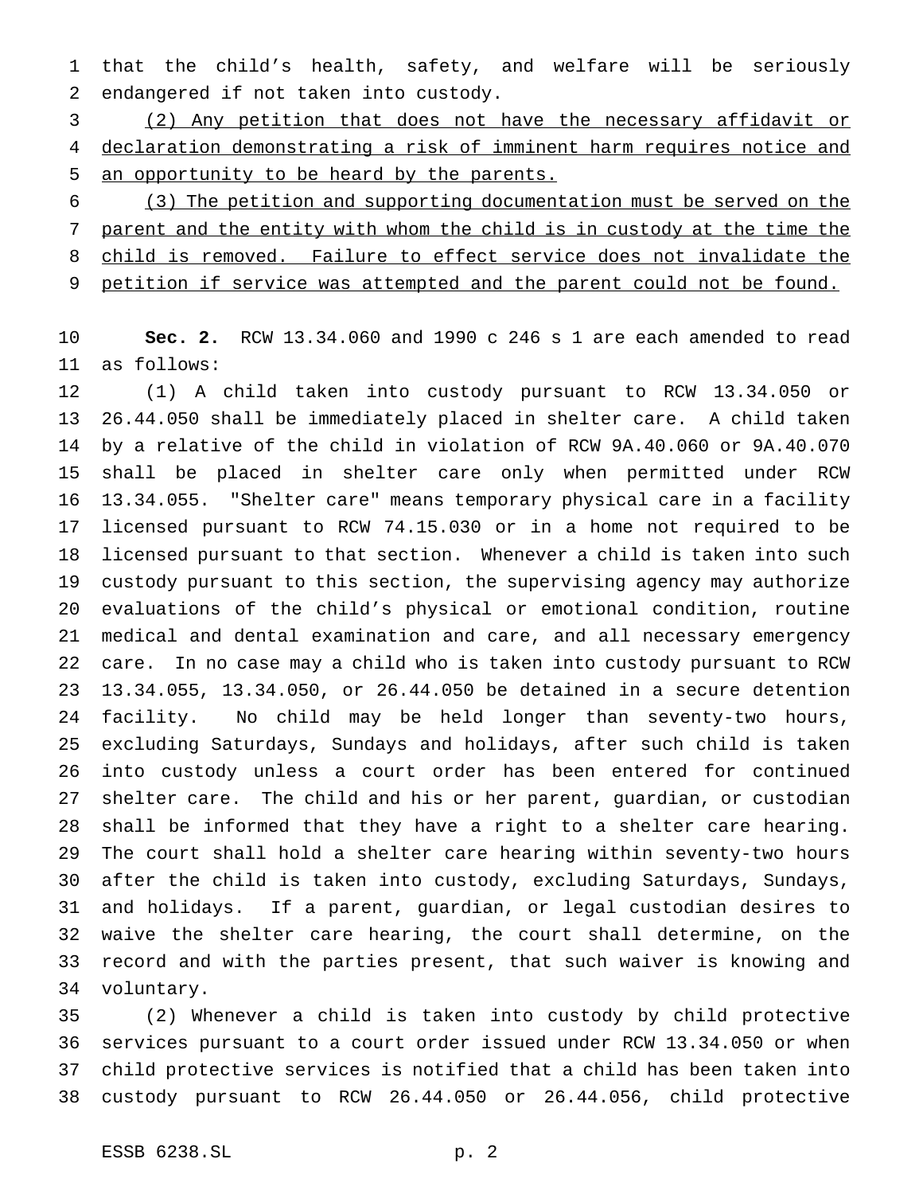that the child's health, safety, and welfare will be seriously endangered if not taken into custody.

(2) Any petition that does not have the necessary affidavit or declaration demonstrating a risk of imminent harm requires notice and an opportunity to be heard by the parents.

(3) The petition and supporting documentation must be served on the parent and the entity with whom the child is in custody at the time the child is removed. Failure to effect service does not invalidate the petition if service was attempted and the parent could not be found.

**Sec. 2.** RCW 13.34.060 and 1990 c 246 s 1 are each amended to read as follows:

(1) A child taken into custody pursuant to RCW 13.34.050 or 26.44.050 shall be immediately placed in shelter care. A child taken by a relative of the child in violation of RCW 9A.40.060 or 9A.40.070 shall be placed in shelter care only when permitted under RCW 13.34.055. "Shelter care" means temporary physical care in a facility licensed pursuant to RCW 74.15.030 or in a home not required to be licensed pursuant to that section. Whenever a child is taken into such custody pursuant to this section, the supervising agency may authorize evaluations of the child's physical or emotional condition, routine medical and dental examination and care, and all necessary emergency care. In no case may a child who is taken into custody pursuant to RCW 13.34.055, 13.34.050, or 26.44.050 be detained in a secure detention facility. No child may be held longer than seventy-two hours, excluding Saturdays, Sundays and holidays, after such child is taken into custody unless a court order has been entered for continued shelter care. The child and his or her parent, guardian, or custodian shall be informed that they have a right to a shelter care hearing. The court shall hold a shelter care hearing within seventy-two hours after the child is taken into custody, excluding Saturdays, Sundays, and holidays. If a parent, guardian, or legal custodian desires to waive the shelter care hearing, the court shall determine, on the record and with the parties present, that such waiver is knowing and voluntary.

(2) Whenever a child is taken into custody by child protective services pursuant to a court order issued under RCW 13.34.050 or when child protective services is notified that a child has been taken into custody pursuant to RCW 26.44.050 or 26.44.056, child protective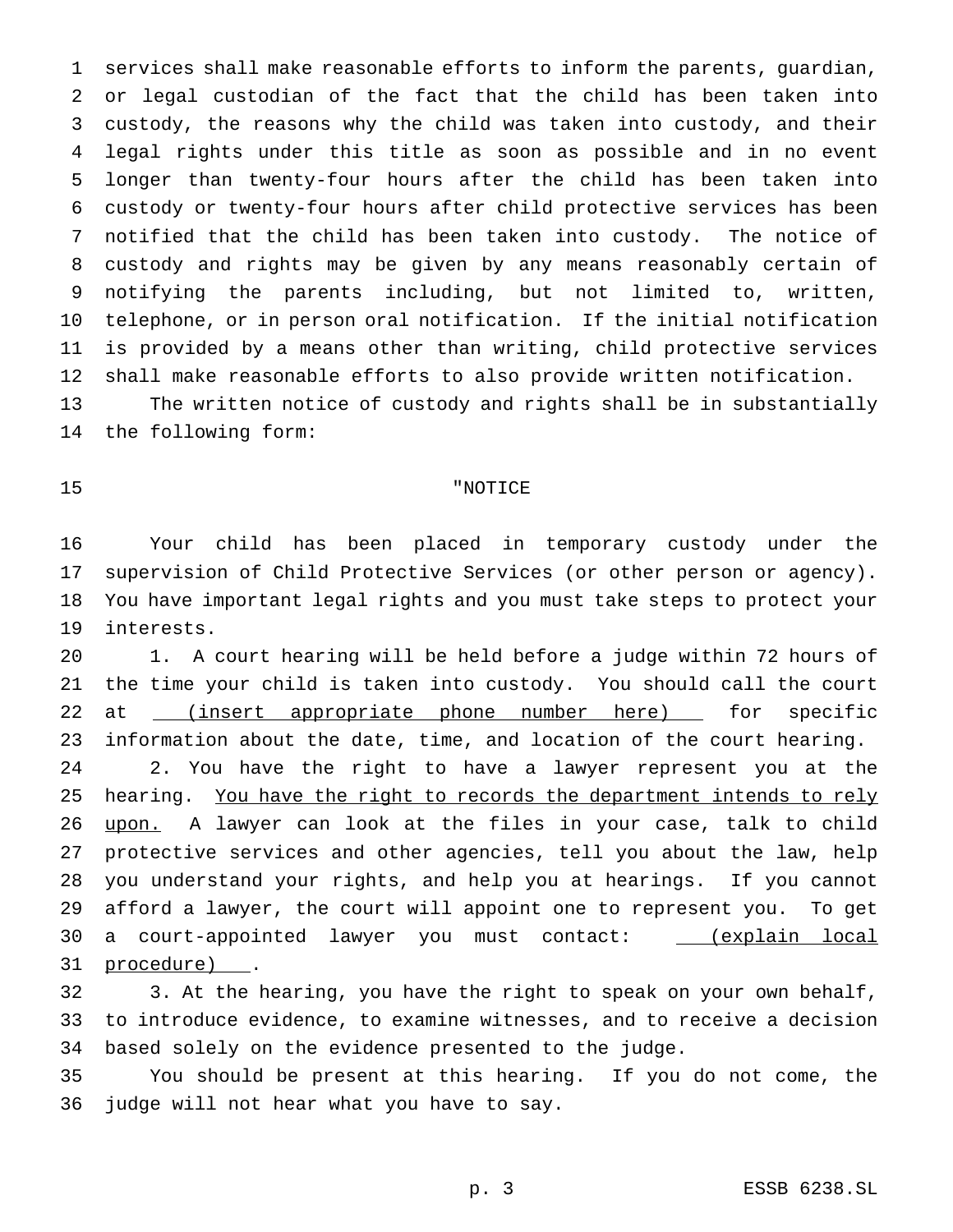services shall make reasonable efforts to inform the parents, guardian, or legal custodian of the fact that the child has been taken into custody, the reasons why the child was taken into custody, and their legal rights under this title as soon as possible and in no event longer than twenty-four hours after the child has been taken into custody or twenty-four hours after child protective services has been notified that the child has been taken into custody. The notice of custody and rights may be given by any means reasonably certain of notifying the parents including, but not limited to, written, telephone, or in person oral notification. If the initial notification is provided by a means other than writing, child protective services shall make reasonable efforts to also provide written notification.

The written notice of custody and rights shall be in substantially the following form:

"NOTICE

Your child has been placed in temporary custody under the supervision of Child Protective Services (or other person or agency). You have important legal rights and you must take steps to protect your interests.

1. A court hearing will be held before a judge within 72 hours of the time your child is taken into custody. You should call the court at <u>(insert appropriate phone number here)</u> for specific information about the date, time, and location of the court hearing.

2. You have the right to have a lawyer represent you at the hearing. <u>You have the right to records the department intends to rely upon.</u> A lawyer can look at the files in your case, talk to child protective services and other agencies, tell you about the law, help you understand your rights, and help you at hearings. If you cannot afford a lawyer, the court will appoint one to represent you. To get a court-appointed lawyer you must contact: <u>(explain local procedure)</u> .

3. At the hearing, you have the right to speak on your own behalf, to introduce evidence, to examine witnesses, and to receive a decision based solely on the evidence presented to the judge.

You should be present at this hearing. If you do not come, the judge will not hear what you have to say.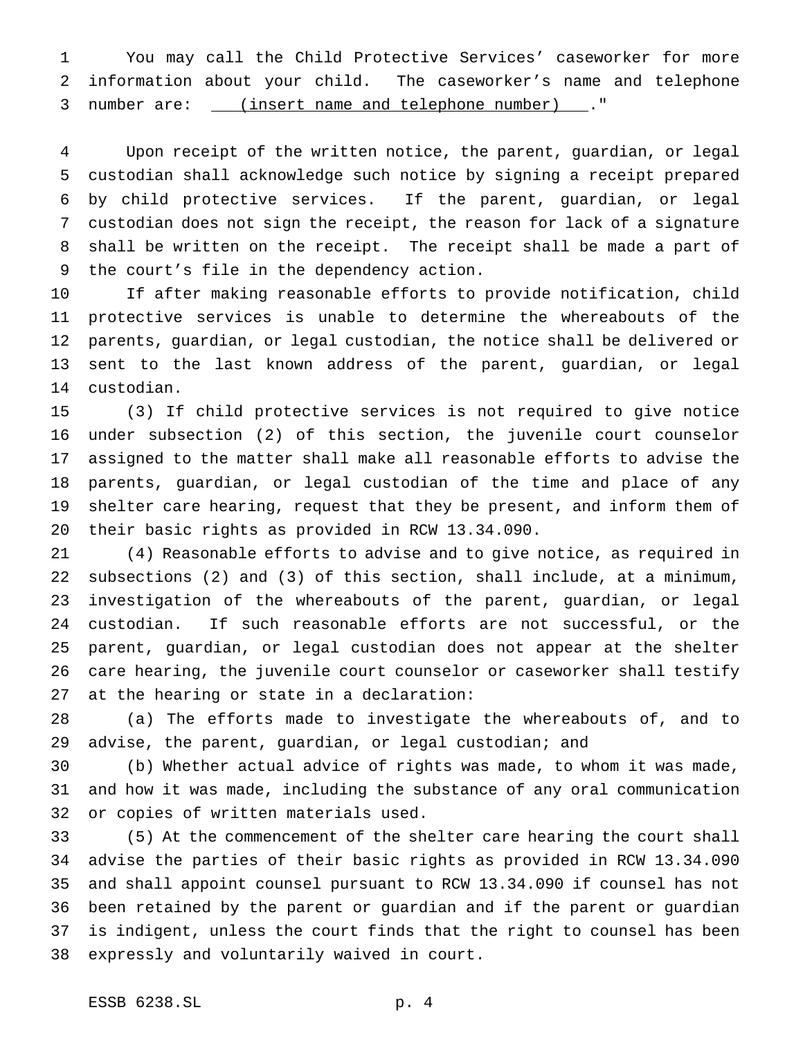You may call the Child Protective Services' caseworker for more information about your child. The caseworker's name and telephone number are: (insert name and telephone number) ."

Upon receipt of the written notice, the parent, guardian, or legal custodian shall acknowledge such notice by signing a receipt prepared by child protective services. If the parent, guardian, or legal custodian does not sign the receipt, the reason for lack of a signature shall be written on the receipt. The receipt shall be made a part of the court's file in the dependency action.

If after making reasonable efforts to provide notification, child protective services is unable to determine the whereabouts of the parents, guardian, or legal custodian, the notice shall be delivered or sent to the last known address of the parent, guardian, or legal custodian.

(3) If child protective services is not required to give notice under subsection (2) of this section, the juvenile court counselor assigned to the matter shall make all reasonable efforts to advise the parents, guardian, or legal custodian of the time and place of any shelter care hearing, request that they be present, and inform them of their basic rights as provided in RCW 13.34.090.

(4) Reasonable efforts to advise and to give notice, as required in subsections (2) and (3) of this section, shall include, at a minimum, investigation of the whereabouts of the parent, guardian, or legal custodian. If such reasonable efforts are not successful, or the parent, guardian, or legal custodian does not appear at the shelter care hearing, the juvenile court counselor or caseworker shall testify at the hearing or state in a declaration:

(a) The efforts made to investigate the whereabouts of, and to advise, the parent, guardian, or legal custodian; and

(b) Whether actual advice of rights was made, to whom it was made, and how it was made, including the substance of any oral communication or copies of written materials used.

(5) At the commencement of the shelter care hearing the court shall advise the parties of their basic rights as provided in RCW 13.34.090 and shall appoint counsel pursuant to RCW 13.34.090 if counsel has not been retained by the parent or guardian and if the parent or guardian is indigent, unless the court finds that the right to counsel has been expressly and voluntarily waived in court.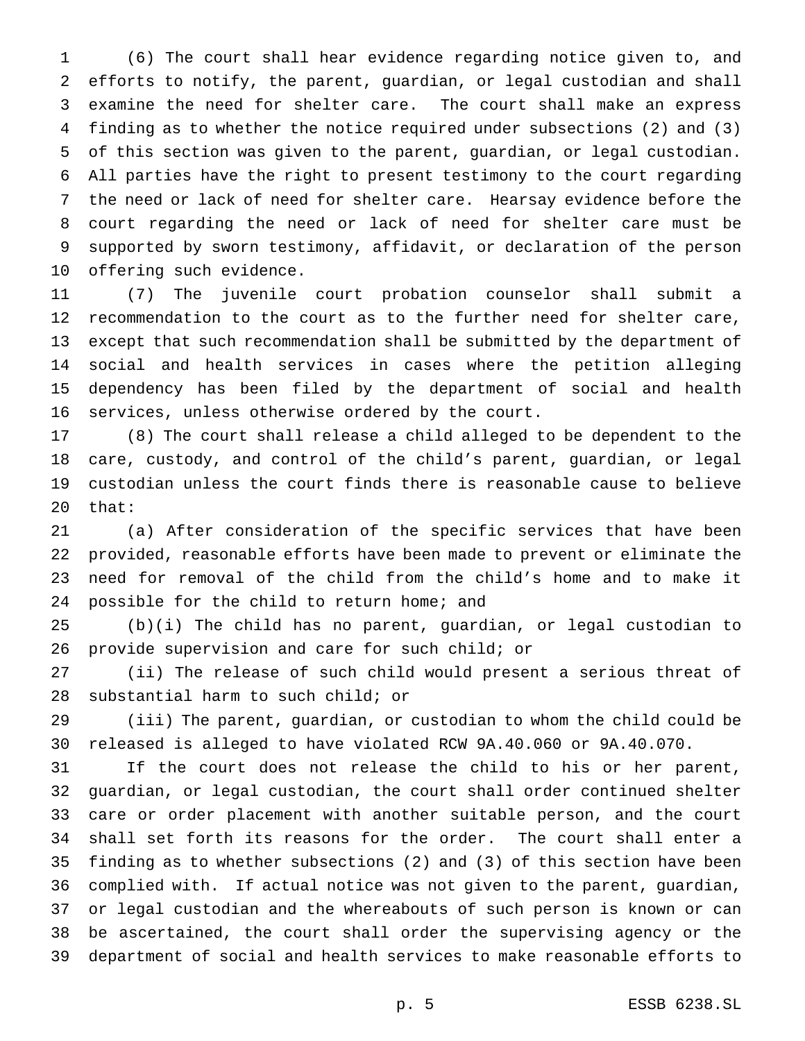(6) The court shall hear evidence regarding notice given to, and efforts to notify, the parent, guardian, or legal custodian and shall examine the need for shelter care. The court shall make an express finding as to whether the notice required under subsections (2) and (3) of this section was given to the parent, guardian, or legal custodian. All parties have the right to present testimony to the court regarding the need or lack of need for shelter care. Hearsay evidence before the court regarding the need or lack of need for shelter care must be supported by sworn testimony, affidavit, or declaration of the person offering such evidence.

(7) The juvenile court probation counselor shall submit a recommendation to the court as to the further need for shelter care, except that such recommendation shall be submitted by the department of social and health services in cases where the petition alleging dependency has been filed by the department of social and health services, unless otherwise ordered by the court.

(8) The court shall release a child alleged to be dependent to the care, custody, and control of the child's parent, guardian, or legal custodian unless the court finds there is reasonable cause to believe that:

(a) After consideration of the specific services that have been provided, reasonable efforts have been made to prevent or eliminate the need for removal of the child from the child's home and to make it possible for the child to return home; and

(b)(i) The child has no parent, guardian, or legal custodian to provide supervision and care for such child; or

(ii) The release of such child would present a serious threat of substantial harm to such child; or

(iii) The parent, guardian, or custodian to whom the child could be released is alleged to have violated RCW 9A.40.060 or 9A.40.070.

If the court does not release the child to his or her parent, guardian, or legal custodian, the court shall order continued shelter care or order placement with another suitable person, and the court shall set forth its reasons for the order. The court shall enter a finding as to whether subsections (2) and (3) of this section have been complied with. If actual notice was not given to the parent, guardian, or legal custodian and the whereabouts of such person is known or can be ascertained, the court shall order the supervising agency or the department of social and health services to make reasonable efforts to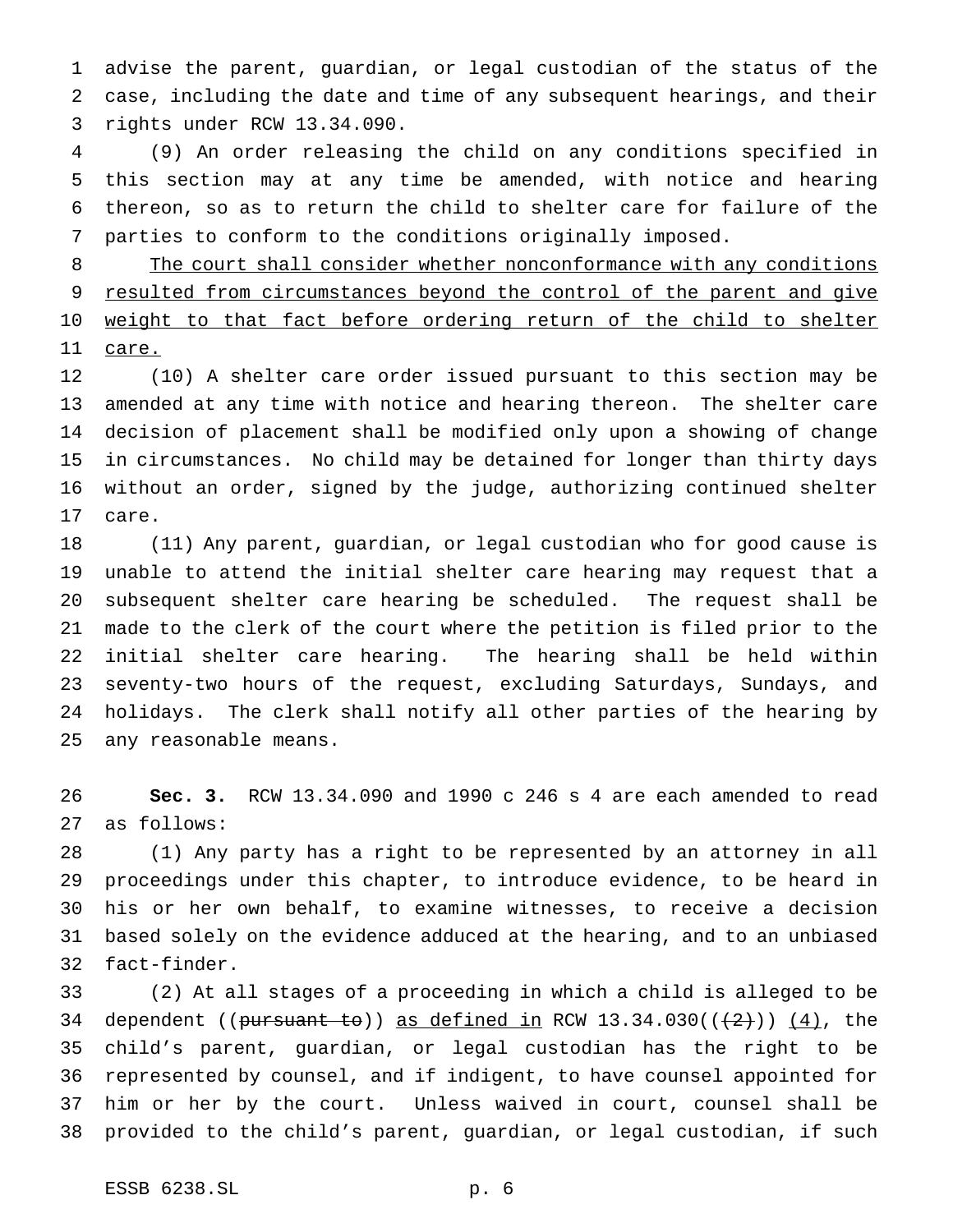advise the parent, guardian, or legal custodian of the status of the case, including the date and time of any subsequent hearings, and their rights under RCW 13.34.090.

(9) An order releasing the child on any conditions specified in this section may at any time be amended, with notice and hearing thereon, so as to return the child to shelter care for failure of the parties to conform to the conditions originally imposed.

<u>The court shall consider whether nonconformance with any conditions resulted from circumstances beyond the control of the parent and give weight to that fact before ordering return of the child to shelter care.</u>

(10) A shelter care order issued pursuant to this section may be amended at any time with notice and hearing thereon. The shelter care decision of placement shall be modified only upon a showing of change in circumstances. No child may be detained for longer than thirty days without an order, signed by the judge, authorizing continued shelter care.

(11) Any parent, guardian, or legal custodian who for good cause is unable to attend the initial shelter care hearing may request that a subsequent shelter care hearing be scheduled. The request shall be made to the clerk of the court where the petition is filed prior to the initial shelter care hearing. The hearing shall be held within seventy-two hours of the request, excluding Saturdays, Sundays, and holidays. The clerk shall notify all other parties of the hearing by any reasonable means.

**Sec. 3.** RCW 13.34.090 and 1990 c 246 s 4 are each amended to read as follows:

(1) Any party has a right to be represented by an attorney in all proceedings under this chapter, to introduce evidence, to be heard in his or her own behalf, to examine witnesses, to receive a decision based solely on the evidence adduced at the hearing, and to an unbiased fact-finder.

(2) At all stages of a proceeding in which a child is alleged to be dependent ((~~pursuant to~~)) <u>as defined in</u> RCW 13.34.030((~~(2)~~)) <u>(4)</u>, the child's parent, guardian, or legal custodian has the right to be represented by counsel, and if indigent, to have counsel appointed for him or her by the court. Unless waived in court, counsel shall be provided to the child's parent, guardian, or legal custodian, if such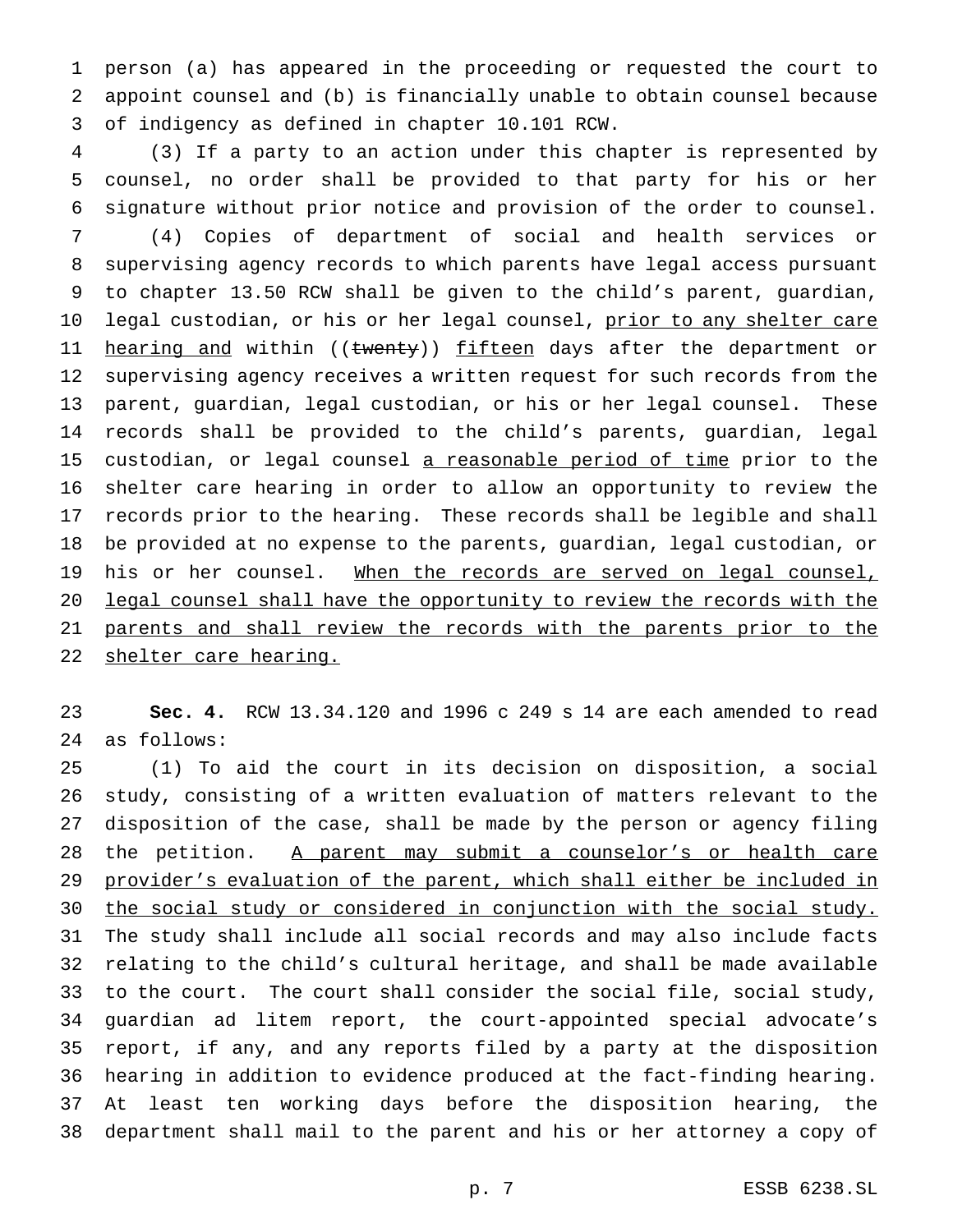person (a) has appeared in the proceeding or requested the court to appoint counsel and (b) is financially unable to obtain counsel because of indigency as defined in chapter 10.101 RCW.

(3) If a party to an action under this chapter is represented by counsel, no order shall be provided to that party for his or her signature without prior notice and provision of the order to counsel.

(4) Copies of department of social and health services or supervising agency records to which parents have legal access pursuant to chapter 13.50 RCW shall be given to the child's parent, guardian, legal custodian, or his or her legal counsel, prior to any shelter care hearing and within ((~~twenty~~)) fifteen days after the department or supervising agency receives a written request for such records from the parent, guardian, legal custodian, or his or her legal counsel. These records shall be provided to the child's parents, guardian, legal custodian, or legal counsel a reasonable period of time prior to the shelter care hearing in order to allow an opportunity to review the records prior to the hearing. These records shall be legible and shall be provided at no expense to the parents, guardian, legal custodian, or his or her counsel. When the records are served on legal counsel, legal counsel shall have the opportunity to review the records with the parents and shall review the records with the parents prior to the shelter care hearing.

**Sec. 4.** RCW 13.34.120 and 1996 c 249 s 14 are each amended to read as follows:

(1) To aid the court in its decision on disposition, a social study, consisting of a written evaluation of matters relevant to the disposition of the case, shall be made by the person or agency filing the petition. A parent may submit a counselor's or health care provider's evaluation of the parent, which shall either be included in the social study or considered in conjunction with the social study. The study shall include all social records and may also include facts relating to the child's cultural heritage, and shall be made available to the court. The court shall consider the social file, social study, guardian ad litem report, the court-appointed special advocate's report, if any, and any reports filed by a party at the disposition hearing in addition to evidence produced at the fact-finding hearing. At least ten working days before the disposition hearing, the department shall mail to the parent and his or her attorney a copy of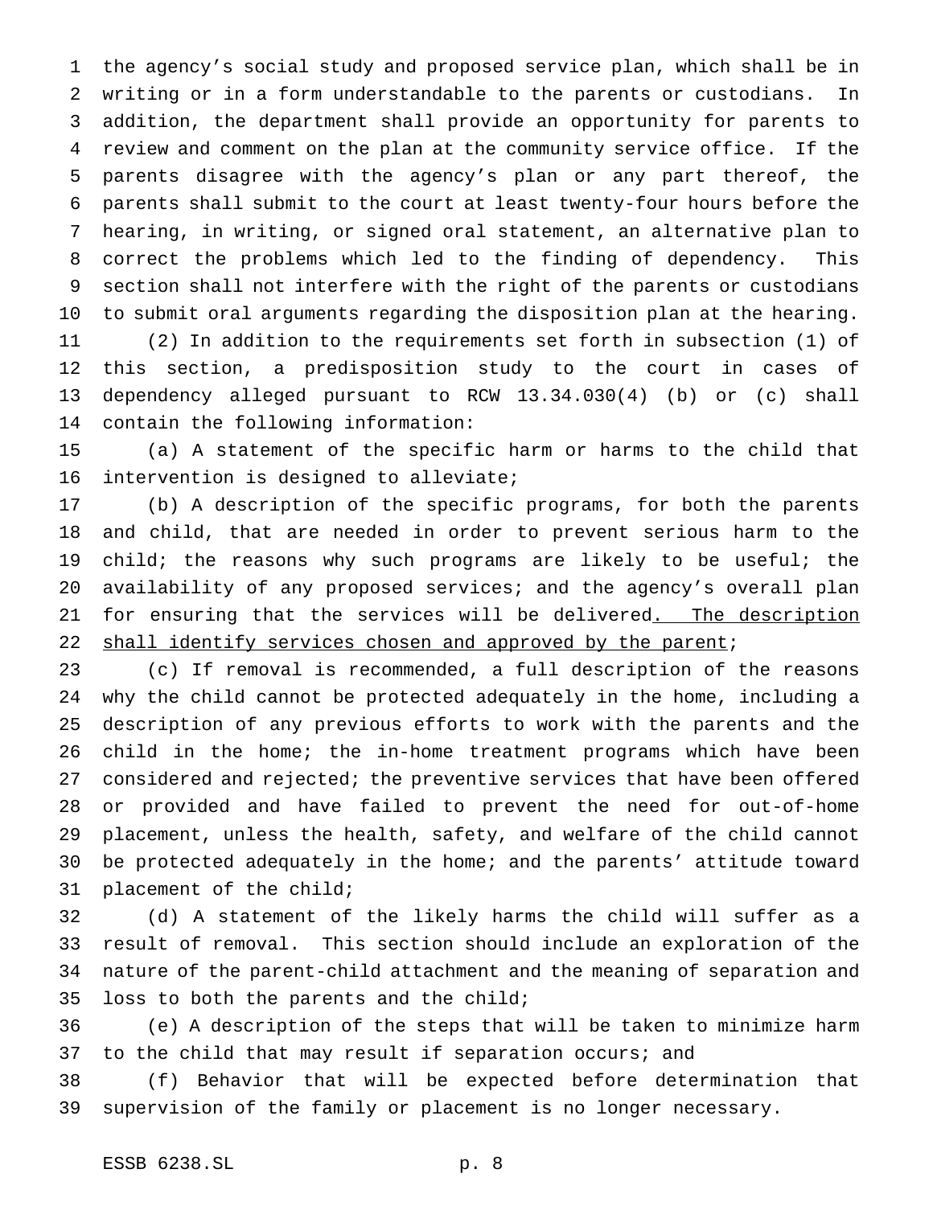the agency's social study and proposed service plan, which shall be in writing or in a form understandable to the parents or custodians. In addition, the department shall provide an opportunity for parents to review and comment on the plan at the community service office. If the parents disagree with the agency's plan or any part thereof, the parents shall submit to the court at least twenty-four hours before the hearing, in writing, or signed oral statement, an alternative plan to correct the problems which led to the finding of dependency. This section shall not interfere with the right of the parents or custodians to submit oral arguments regarding the disposition plan at the hearing.

(2) In addition to the requirements set forth in subsection (1) of this section, a predisposition study to the court in cases of dependency alleged pursuant to RCW 13.34.030(4) (b) or (c) shall contain the following information:

(a) A statement of the specific harm or harms to the child that intervention is designed to alleviate;

(b) A description of the specific programs, for both the parents and child, that are needed in order to prevent serious harm to the child; the reasons why such programs are likely to be useful; the availability of any proposed services; and the agency's overall plan for ensuring that the services will be delivered<u>. The description shall identify services chosen and approved by the parent</u>;

(c) If removal is recommended, a full description of the reasons why the child cannot be protected adequately in the home, including a description of any previous efforts to work with the parents and the child in the home; the in-home treatment programs which have been considered and rejected; the preventive services that have been offered or provided and have failed to prevent the need for out-of-home placement, unless the health, safety, and welfare of the child cannot be protected adequately in the home; and the parents' attitude toward placement of the child;

(d) A statement of the likely harms the child will suffer as a result of removal. This section should include an exploration of the nature of the parent-child attachment and the meaning of separation and loss to both the parents and the child;

(e) A description of the steps that will be taken to minimize harm to the child that may result if separation occurs; and

(f) Behavior that will be expected before determination that supervision of the family or placement is no longer necessary.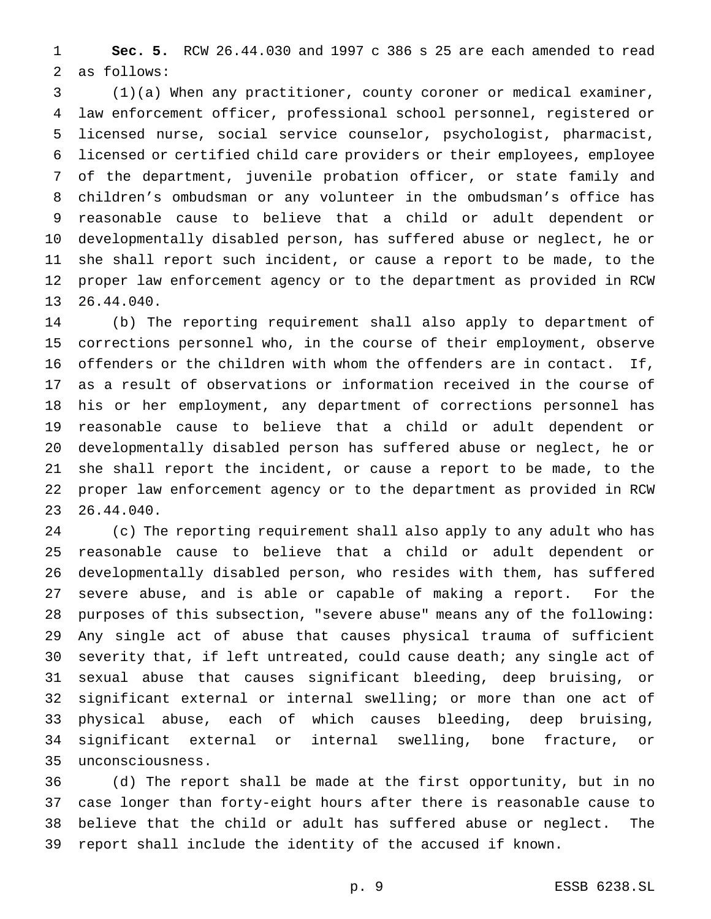**Sec. 5.** RCW 26.44.030 and 1997 c 386 s 25 are each amended to read as follows:

(1)(a) When any practitioner, county coroner or medical examiner, law enforcement officer, professional school personnel, registered or licensed nurse, social service counselor, psychologist, pharmacist, licensed or certified child care providers or their employees, employee of the department, juvenile probation officer, or state family and children's ombudsman or any volunteer in the ombudsman's office has reasonable cause to believe that a child or adult dependent or developmentally disabled person, has suffered abuse or neglect, he or she shall report such incident, or cause a report to be made, to the proper law enforcement agency or to the department as provided in RCW 26.44.040.

(b) The reporting requirement shall also apply to department of corrections personnel who, in the course of their employment, observe offenders or the children with whom the offenders are in contact. If, as a result of observations or information received in the course of his or her employment, any department of corrections personnel has reasonable cause to believe that a child or adult dependent or developmentally disabled person has suffered abuse or neglect, he or she shall report the incident, or cause a report to be made, to the proper law enforcement agency or to the department as provided in RCW 26.44.040.

(c) The reporting requirement shall also apply to any adult who has reasonable cause to believe that a child or adult dependent or developmentally disabled person, who resides with them, has suffered severe abuse, and is able or capable of making a report. For the purposes of this subsection, "severe abuse" means any of the following: Any single act of abuse that causes physical trauma of sufficient severity that, if left untreated, could cause death; any single act of sexual abuse that causes significant bleeding, deep bruising, or significant external or internal swelling; or more than one act of physical abuse, each of which causes bleeding, deep bruising, significant external or internal swelling, bone fracture, or unconsciousness.

(d) The report shall be made at the first opportunity, but in no case longer than forty-eight hours after there is reasonable cause to believe that the child or adult has suffered abuse or neglect. The report shall include the identity of the accused if known.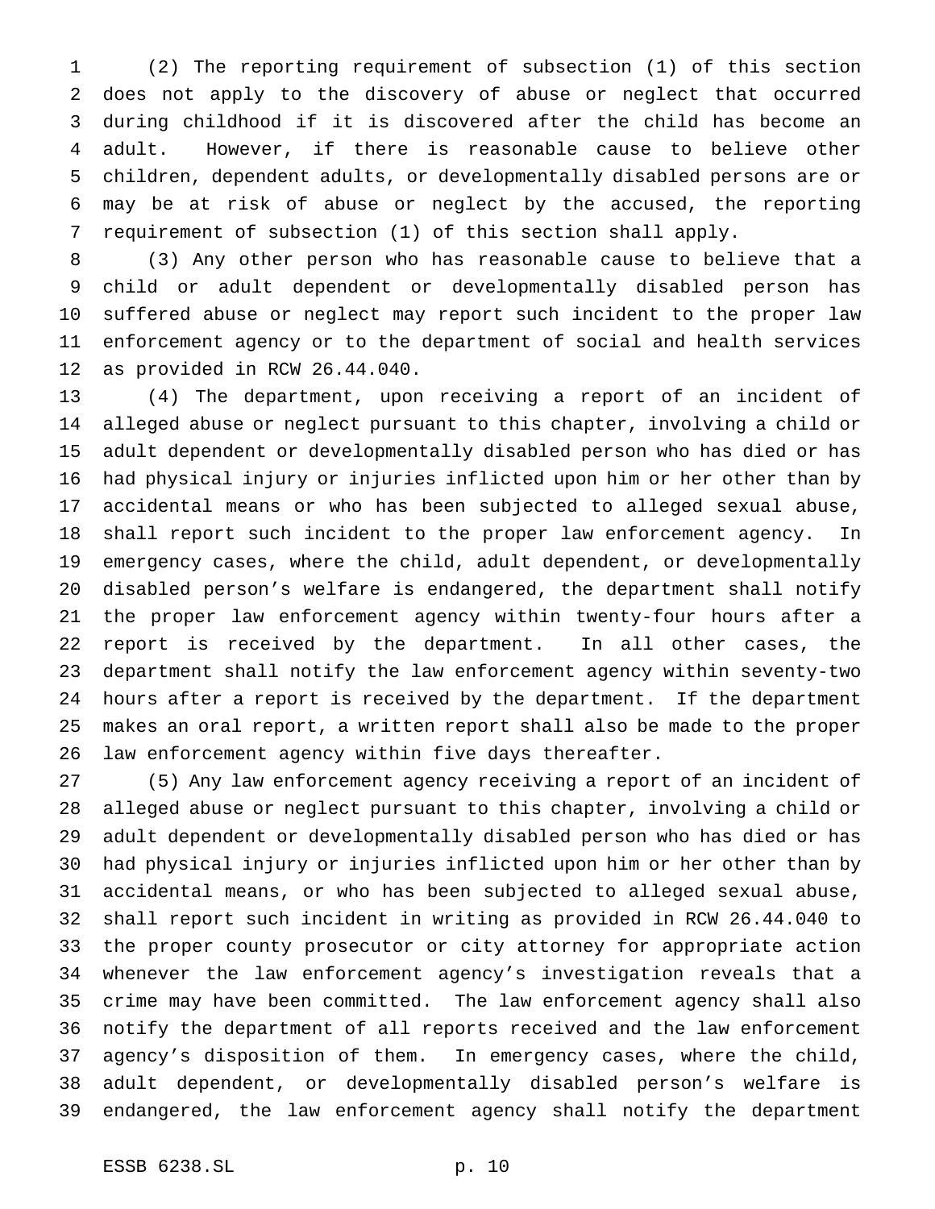(2) The reporting requirement of subsection (1) of this section does not apply to the discovery of abuse or neglect that occurred during childhood if it is discovered after the child has become an adult. However, if there is reasonable cause to believe other children, dependent adults, or developmentally disabled persons are or may be at risk of abuse or neglect by the accused, the reporting requirement of subsection (1) of this section shall apply.

(3) Any other person who has reasonable cause to believe that a child or adult dependent or developmentally disabled person has suffered abuse or neglect may report such incident to the proper law enforcement agency or to the department of social and health services as provided in RCW 26.44.040.

(4) The department, upon receiving a report of an incident of alleged abuse or neglect pursuant to this chapter, involving a child or adult dependent or developmentally disabled person who has died or has had physical injury or injuries inflicted upon him or her other than by accidental means or who has been subjected to alleged sexual abuse, shall report such incident to the proper law enforcement agency. In emergency cases, where the child, adult dependent, or developmentally disabled person's welfare is endangered, the department shall notify the proper law enforcement agency within twenty-four hours after a report is received by the department. In all other cases, the department shall notify the law enforcement agency within seventy-two hours after a report is received by the department. If the department makes an oral report, a written report shall also be made to the proper law enforcement agency within five days thereafter.

(5) Any law enforcement agency receiving a report of an incident of alleged abuse or neglect pursuant to this chapter, involving a child or adult dependent or developmentally disabled person who has died or has had physical injury or injuries inflicted upon him or her other than by accidental means, or who has been subjected to alleged sexual abuse, shall report such incident in writing as provided in RCW 26.44.040 to the proper county prosecutor or city attorney for appropriate action whenever the law enforcement agency's investigation reveals that a crime may have been committed. The law enforcement agency shall also notify the department of all reports received and the law enforcement agency's disposition of them. In emergency cases, where the child, adult dependent, or developmentally disabled person's welfare is endangered, the law enforcement agency shall notify the department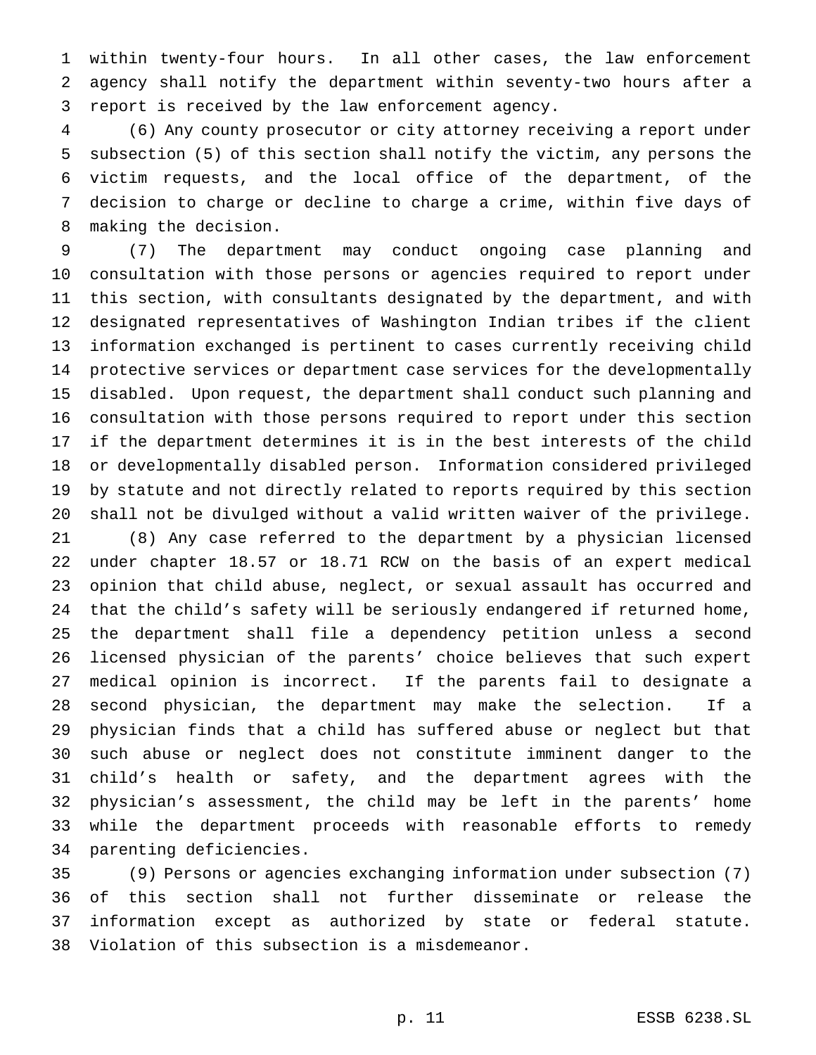within twenty-four hours. In all other cases, the law enforcement agency shall notify the department within seventy-two hours after a report is received by the law enforcement agency.

(6) Any county prosecutor or city attorney receiving a report under subsection (5) of this section shall notify the victim, any persons the victim requests, and the local office of the department, of the decision to charge or decline to charge a crime, within five days of making the decision.

(7) The department may conduct ongoing case planning and consultation with those persons or agencies required to report under this section, with consultants designated by the department, and with designated representatives of Washington Indian tribes if the client information exchanged is pertinent to cases currently receiving child protective services or department case services for the developmentally disabled. Upon request, the department shall conduct such planning and consultation with those persons required to report under this section if the department determines it is in the best interests of the child or developmentally disabled person. Information considered privileged by statute and not directly related to reports required by this section shall not be divulged without a valid written waiver of the privilege.

(8) Any case referred to the department by a physician licensed under chapter 18.57 or 18.71 RCW on the basis of an expert medical opinion that child abuse, neglect, or sexual assault has occurred and that the child's safety will be seriously endangered if returned home, the department shall file a dependency petition unless a second licensed physician of the parents' choice believes that such expert medical opinion is incorrect. If the parents fail to designate a second physician, the department may make the selection. If a physician finds that a child has suffered abuse or neglect but that such abuse or neglect does not constitute imminent danger to the child's health or safety, and the department agrees with the physician's assessment, the child may be left in the parents' home while the department proceeds with reasonable efforts to remedy parenting deficiencies.

(9) Persons or agencies exchanging information under subsection (7) of this section shall not further disseminate or release the information except as authorized by state or federal statute. Violation of this subsection is a misdemeanor.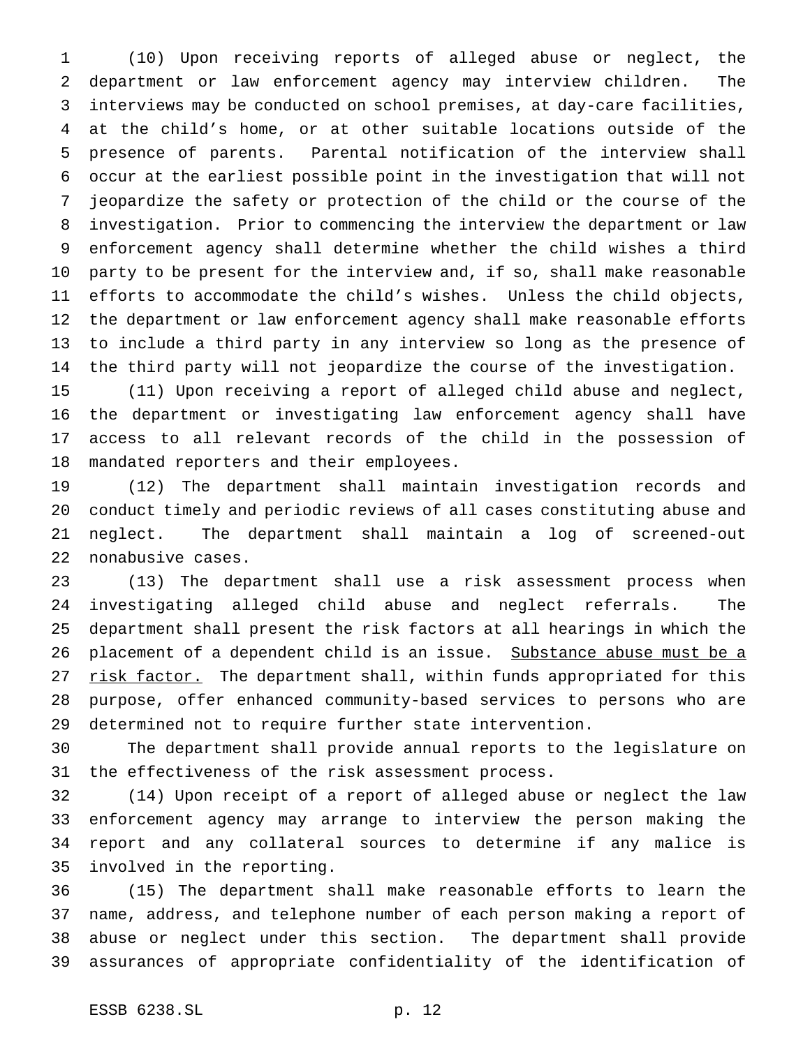(10) Upon receiving reports of alleged abuse or neglect, the department or law enforcement agency may interview children. The interviews may be conducted on school premises, at day-care facilities, at the child's home, or at other suitable locations outside of the presence of parents. Parental notification of the interview shall occur at the earliest possible point in the investigation that will not jeopardize the safety or protection of the child or the course of the investigation. Prior to commencing the interview the department or law enforcement agency shall determine whether the child wishes a third party to be present for the interview and, if so, shall make reasonable efforts to accommodate the child's wishes. Unless the child objects, the department or law enforcement agency shall make reasonable efforts to include a third party in any interview so long as the presence of the third party will not jeopardize the course of the investigation.

(11) Upon receiving a report of alleged child abuse and neglect, the department or investigating law enforcement agency shall have access to all relevant records of the child in the possession of mandated reporters and their employees.

(12) The department shall maintain investigation records and conduct timely and periodic reviews of all cases constituting abuse and neglect. The department shall maintain a log of screened-out nonabusive cases.

(13) The department shall use a risk assessment process when investigating alleged child abuse and neglect referrals. The department shall present the risk factors at all hearings in which the placement of a dependent child is an issue. <u>Substance abuse must be a risk factor.</u> The department shall, within funds appropriated for this purpose, offer enhanced community-based services to persons who are determined not to require further state intervention.

The department shall provide annual reports to the legislature on the effectiveness of the risk assessment process.

(14) Upon receipt of a report of alleged abuse or neglect the law enforcement agency may arrange to interview the person making the report and any collateral sources to determine if any malice is involved in the reporting.

(15) The department shall make reasonable efforts to learn the name, address, and telephone number of each person making a report of abuse or neglect under this section. The department shall provide assurances of appropriate confidentiality of the identification of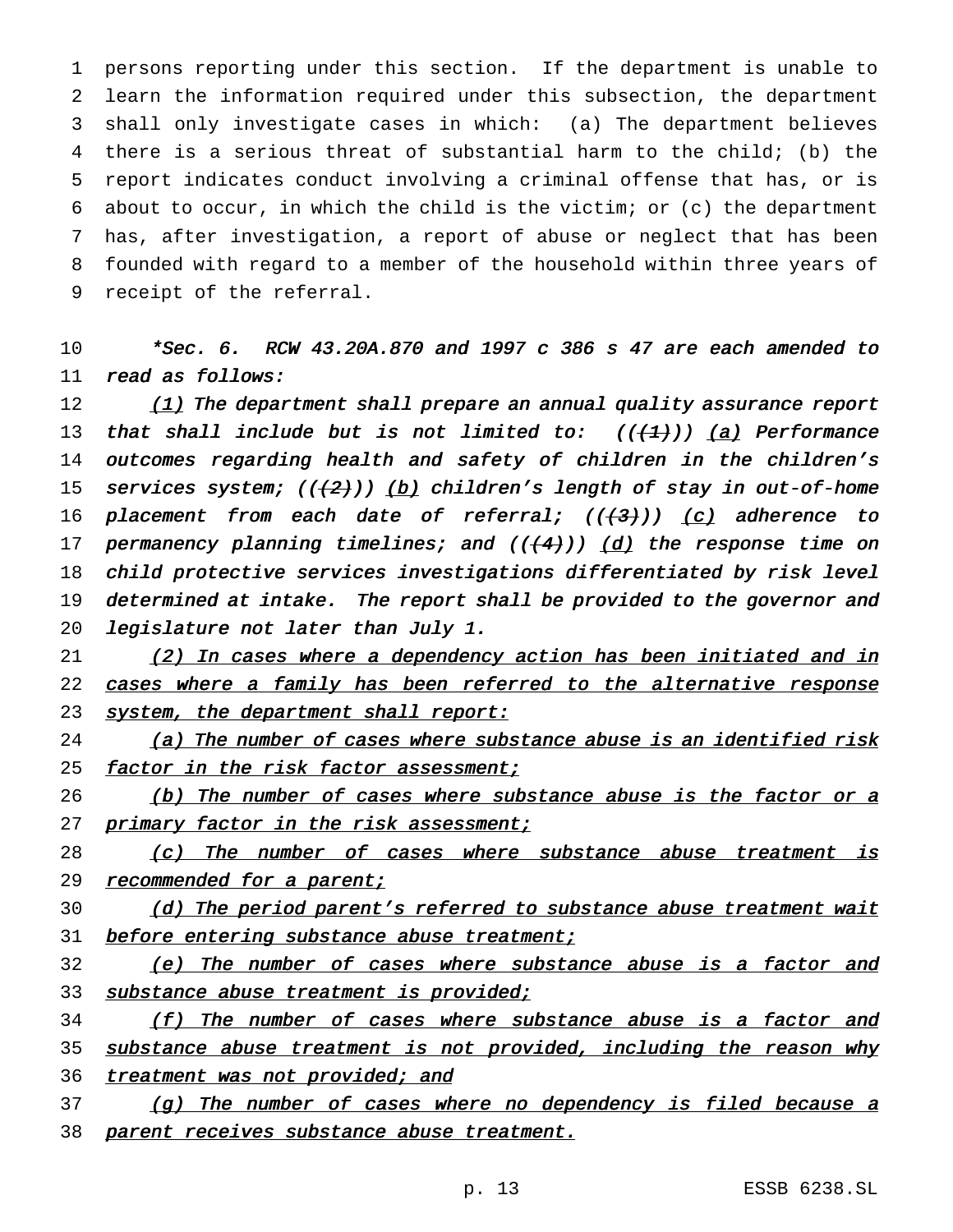persons reporting under this section. If the department is unable to learn the information required under this subsection, the department shall only investigate cases in which: (a) The department believes there is a serious threat of substantial harm to the child; (b) the report indicates conduct involving a criminal offense that has, or is about to occur, in which the child is the victim; or (c) the department has, after investigation, a report of abuse or neglect that has been founded with regard to a member of the household within three years of receipt of the referral.

*\*Sec. 6. RCW 43.20A.870 and 1997 c 386 s 47 are each amended to read as follows:*

*(1) The department shall prepare an annual quality assurance report that shall include but is not limited to: ((~~(1)~~)) (a) Performance outcomes regarding health and safety of children in the children's services system; ((~~(2)~~)) (b) children's length of stay in out-of-home placement from each date of referral; ((~~(3)~~)) (c) adherence to permanency planning timelines; and ((~~(4)~~)) (d) the response time on child protective services investigations differentiated by risk level determined at intake. The report shall be provided to the governor and legislature not later than July 1.*

*(2) In cases where a dependency action has been initiated and in cases where a family has been referred to the alternative response system, the department shall report:*

*(a) The number of cases where substance abuse is an identified risk factor in the risk factor assessment;*

*(b) The number of cases where substance abuse is the factor or a primary factor in the risk assessment;*

*(c) The number of cases where substance abuse treatment is recommended for a parent;*

*(d) The period parent's referred to substance abuse treatment wait before entering substance abuse treatment;*

*(e) The number of cases where substance abuse is a factor and substance abuse treatment is provided;*

*(f) The number of cases where substance abuse is a factor and substance abuse treatment is not provided, including the reason why treatment was not provided; and*

*(g) The number of cases where no dependency is filed because a parent receives substance abuse treatment.*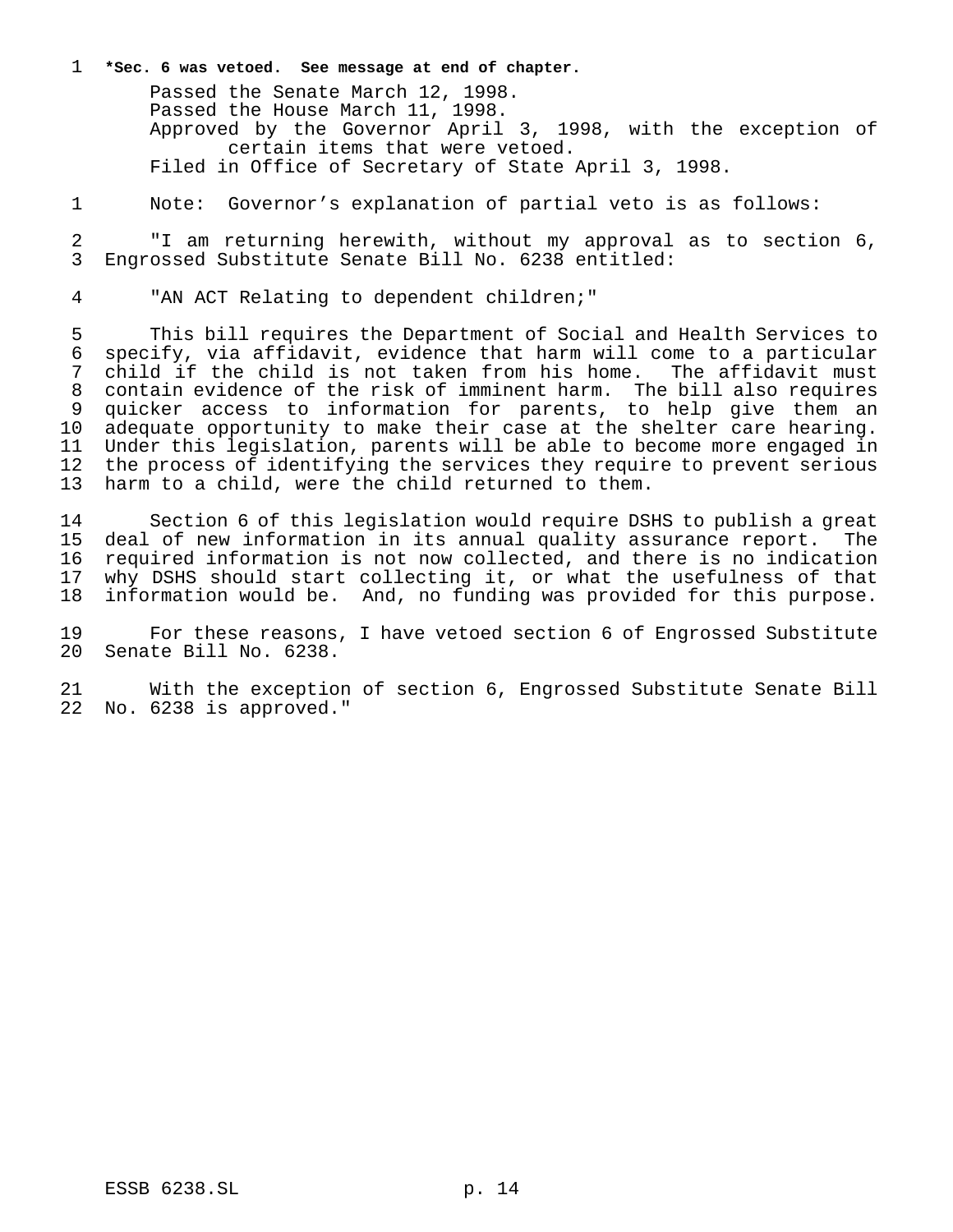**\*Sec. 6 was vetoed. See message at end of chapter.**

Passed the Senate March 12, 1998.
Passed the House March 11, 1998.
Approved by the Governor April 3, 1998, with the exception of certain items that were vetoed.
Filed in Office of Secretary of State April 3, 1998.

Note: Governor's explanation of partial veto is as follows:

"I am returning herewith, without my approval as to section 6, Engrossed Substitute Senate Bill No. 6238 entitled:

"AN ACT Relating to dependent children;"

This bill requires the Department of Social and Health Services to specify, via affidavit, evidence that harm will come to a particular child if the child is not taken from his home. The affidavit must contain evidence of the risk of imminent harm. The bill also requires quicker access to information for parents, to help give them an adequate opportunity to make their case at the shelter care hearing. Under this legislation, parents will be able to become more engaged in the process of identifying the services they require to prevent serious harm to a child, were the child returned to them.

Section 6 of this legislation would require DSHS to publish a great deal of new information in its annual quality assurance report. The required information is not now collected, and there is no indication why DSHS should start collecting it, or what the usefulness of that information would be. And, no funding was provided for this purpose.

For these reasons, I have vetoed section 6 of Engrossed Substitute Senate Bill No. 6238.

With the exception of section 6, Engrossed Substitute Senate Bill No. 6238 is approved."